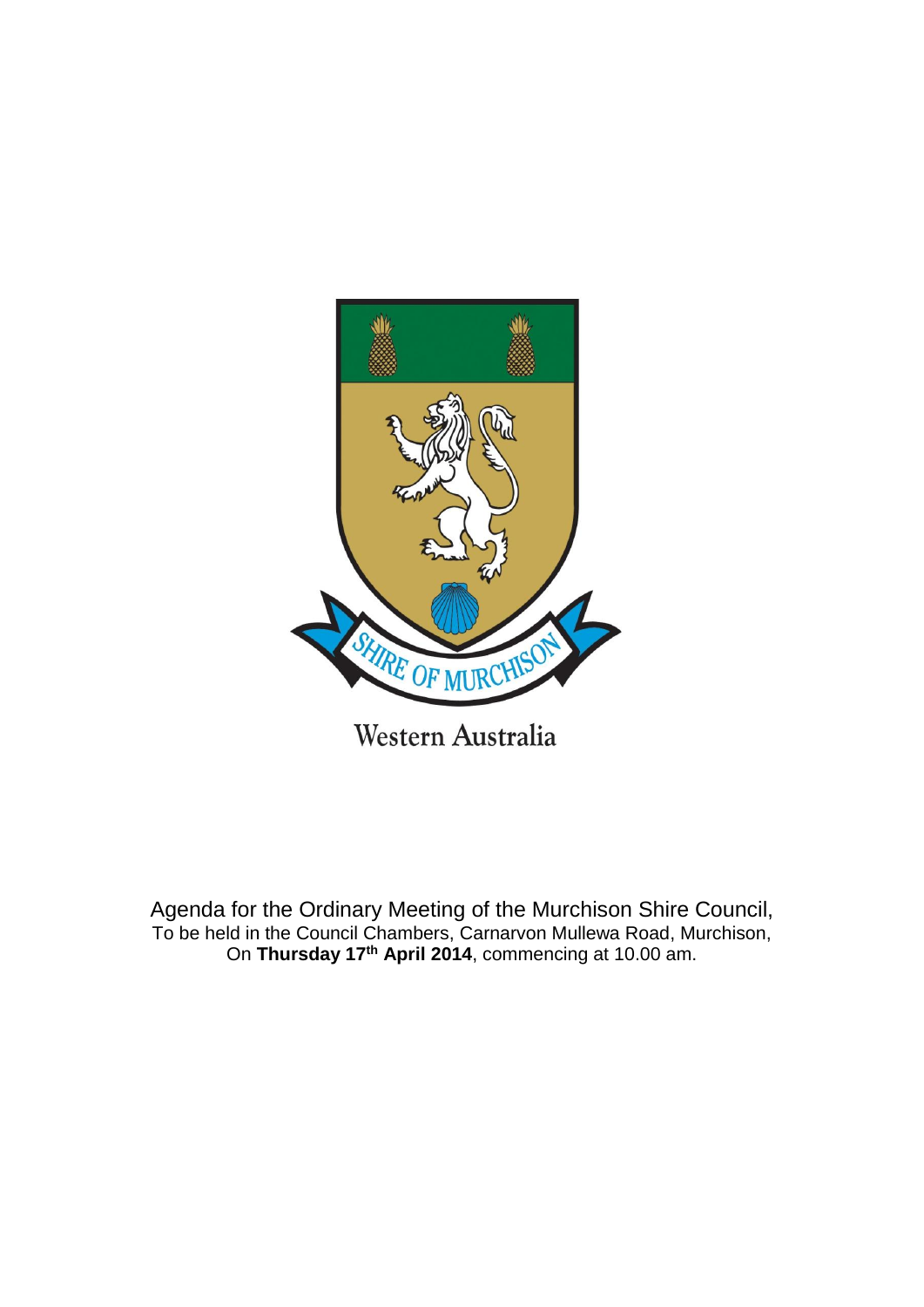SHIRE OF MURCHISON

Western Australia

Agenda for the Ordinary Meeting of the Murchison Shire Council,
To be held in the Council Chambers, Carnarvon Mullewa Road, Murchison,
On **Thursday 17th April 2014**, commencing at 10.00 am.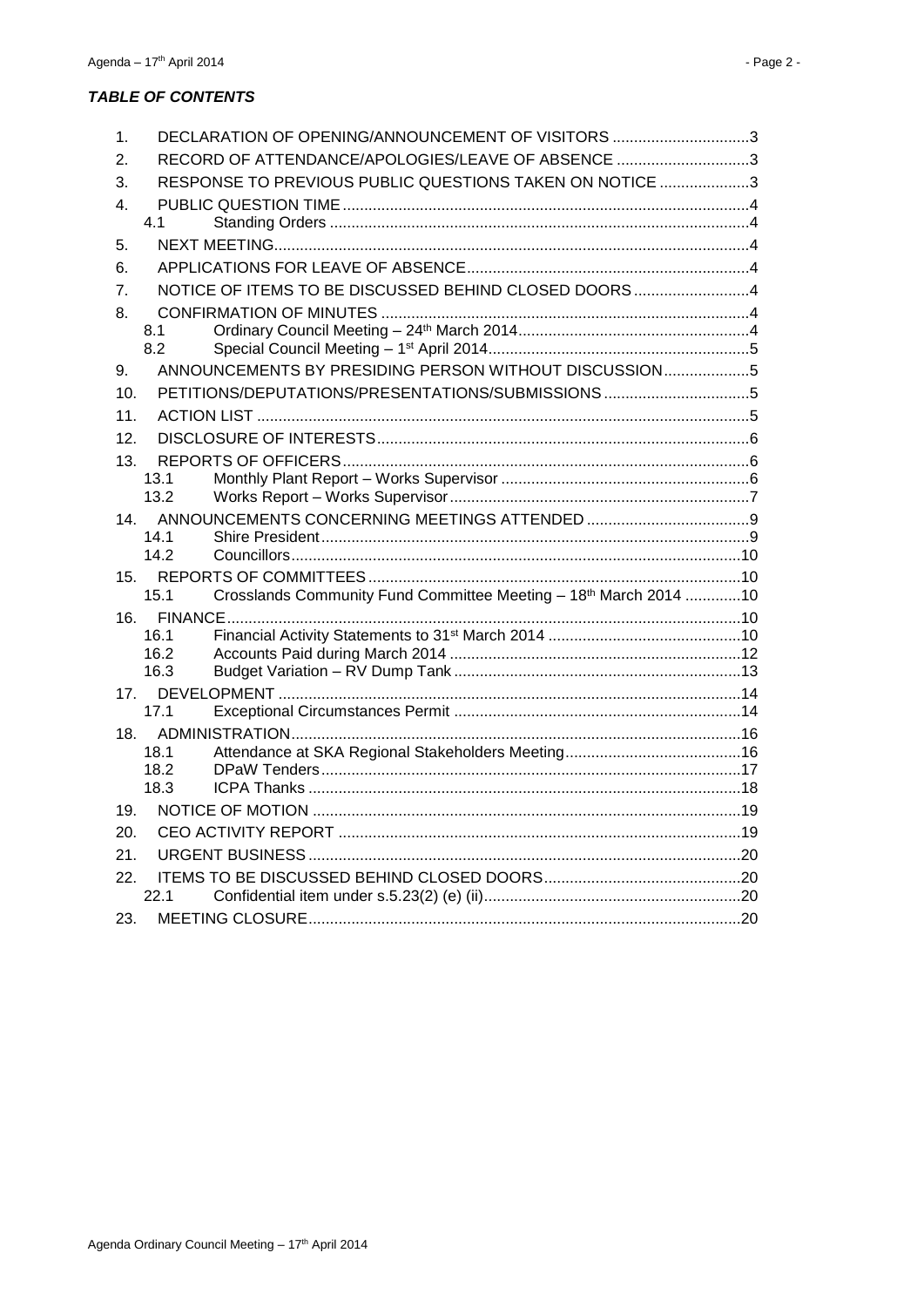***TABLE OF CONTENTS***

| | | | |
|---|---|---|---|
| 1. | DECLARATION OF OPENING/ANNOUNCEMENT OF VISITORS | | 3 |
| 2. | RECORD OF ATTENDANCE/APOLOGIES/LEAVE OF ABSENCE | | 3 |
| 3. | RESPONSE TO PREVIOUS PUBLIC QUESTIONS TAKEN ON NOTICE | | 3 |
| 4. | PUBLIC QUESTION TIME | | 4 |
| | 4.1 | Standing Orders | 4 |
| 5. | NEXT MEETING | | 4 |
| 6. | APPLICATIONS FOR LEAVE OF ABSENCE | | 4 |
| 7. | NOTICE OF ITEMS TO BE DISCUSSED BEHIND CLOSED DOORS | | 4 |
| 8. | CONFIRMATION OF MINUTES | | 4 |
| | 8.1 | Ordinary Council Meeting – 24th March 2014 | 4 |
| | 8.2 | Special Council Meeting – 1st April 2014 | 5 |
| 9. | ANNOUNCEMENTS BY PRESIDING PERSON WITHOUT DISCUSSION | | 5 |
| 10. | PETITIONS/DEPUTATIONS/PRESENTATIONS/SUBMISSIONS | | 5 |
| 11. | ACTION LIST | | 5 |
| 12. | DISCLOSURE OF INTERESTS | | 6 |
| 13. | REPORTS OF OFFICERS | | 6 |
| | 13.1 | Monthly Plant Report – Works Supervisor | 6 |
| | 13.2 | Works Report – Works Supervisor | 7 |
| 14. | ANNOUNCEMENTS CONCERNING MEETINGS ATTENDED | | 9 |
| | 14.1 | Shire President | 9 |
| | 14.2 | Councillors | 10 |
| 15. | REPORTS OF COMMITTEES | | 10 |
| | 15.1 | Crosslands Community Fund Committee Meeting – 18th March 2014 | 10 |
| 16. | FINANCE | | 10 |
| | 16.1 | Financial Activity Statements to 31st March 2014 | 10 |
| | 16.2 | Accounts Paid during March 2014 | 12 |
| | 16.3 | Budget Variation – RV Dump Tank | 13 |
| 17. | DEVELOPMENT | | 14 |
| | 17.1 | Exceptional Circumstances Permit | 14 |
| 18. | ADMINISTRATION | | 16 |
| | 18.1 | Attendance at SKA Regional Stakeholders Meeting | 16 |
| | 18.2 | DPaW Tenders | 17 |
| | 18.3 | ICPA Thanks | 18 |
| 19. | NOTICE OF MOTION | | 19 |
| 20. | CEO ACTIVITY REPORT | | 19 |
| 21. | URGENT BUSINESS | | 20 |
| 22. | ITEMS TO BE DISCUSSED BEHIND CLOSED DOORS | | 20 |
| | 22.1 | Confidential item under s.5.23(2) (e) (ii) | 20 |
| 23. | MEETING CLOSURE | | 20 |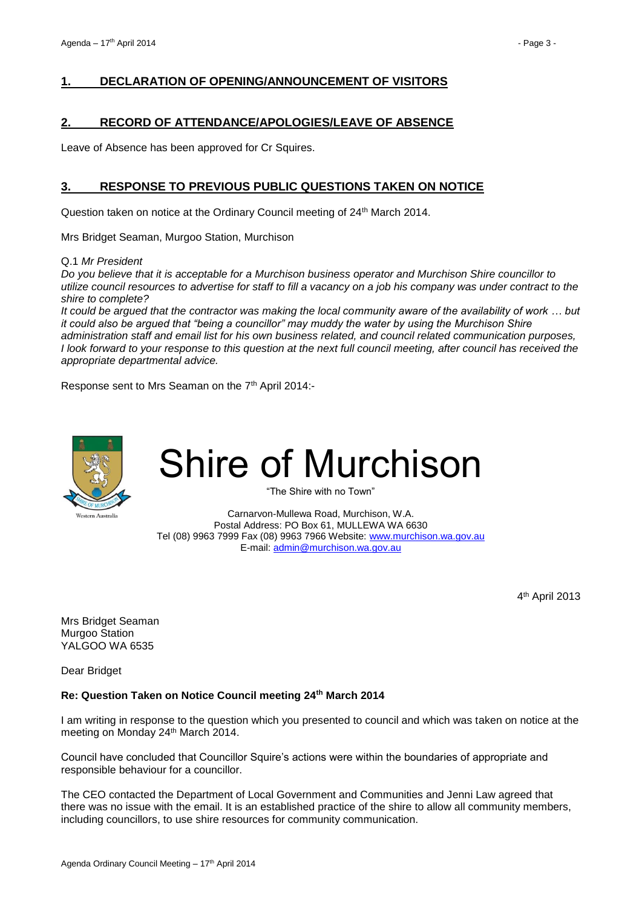## 1. DECLARATION OF OPENING/ANNOUNCEMENT OF VISITORS

## 2. RECORD OF ATTENDANCE/APOLOGIES/LEAVE OF ABSENCE

Leave of Absence has been approved for Cr Squires.

## 3. RESPONSE TO PREVIOUS PUBLIC QUESTIONS TAKEN ON NOTICE

Question taken on notice at the Ordinary Council meeting of 24th March 2014.

Mrs Bridget Seaman, Murgoo Station, Murchison

Q.1 *Mr President*

*Do you believe that it is acceptable for a Murchison business operator and Murchison Shire councillor to utilize council resources to advertise for staff to fill a vacancy on a job his company was under contract to the shire to complete?*

*It could be argued that the contractor was making the local community aware of the availability of work … but it could also be argued that "being a councillor" may muddy the water by using the Murchison Shire administration staff and email list for his own business related, and council related communication purposes, I look forward to your response to this question at the next full council meeting, after council has received the appropriate departmental advice.*

Response sent to Mrs Seaman on the 7th April 2014:-

# Shire of Murchison

"The Shire with no Town"

Carnarvon-Mullewa Road, Murchison, W.A.
Postal Address: PO Box 61, MULLEWA WA 6630
Tel (08) 9963 7999 Fax (08) 9963 7966 Website: www.murchison.wa.gov.au
E-mail: admin@murchison.wa.gov.au

4th April 2013

Mrs Bridget Seaman
Murgoo Station
YALGOO WA 6535

Dear Bridget

**Re: Question Taken on Notice Council meeting 24th March 2014**

I am writing in response to the question which you presented to council and which was taken on notice at the meeting on Monday 24th March 2014.

Council have concluded that Councillor Squire's actions were within the boundaries of appropriate and responsible behaviour for a councillor.

The CEO contacted the Department of Local Government and Communities and Jenni Law agreed that there was no issue with the email. It is an established practice of the shire to allow all community members, including councillors, to use shire resources for community communication.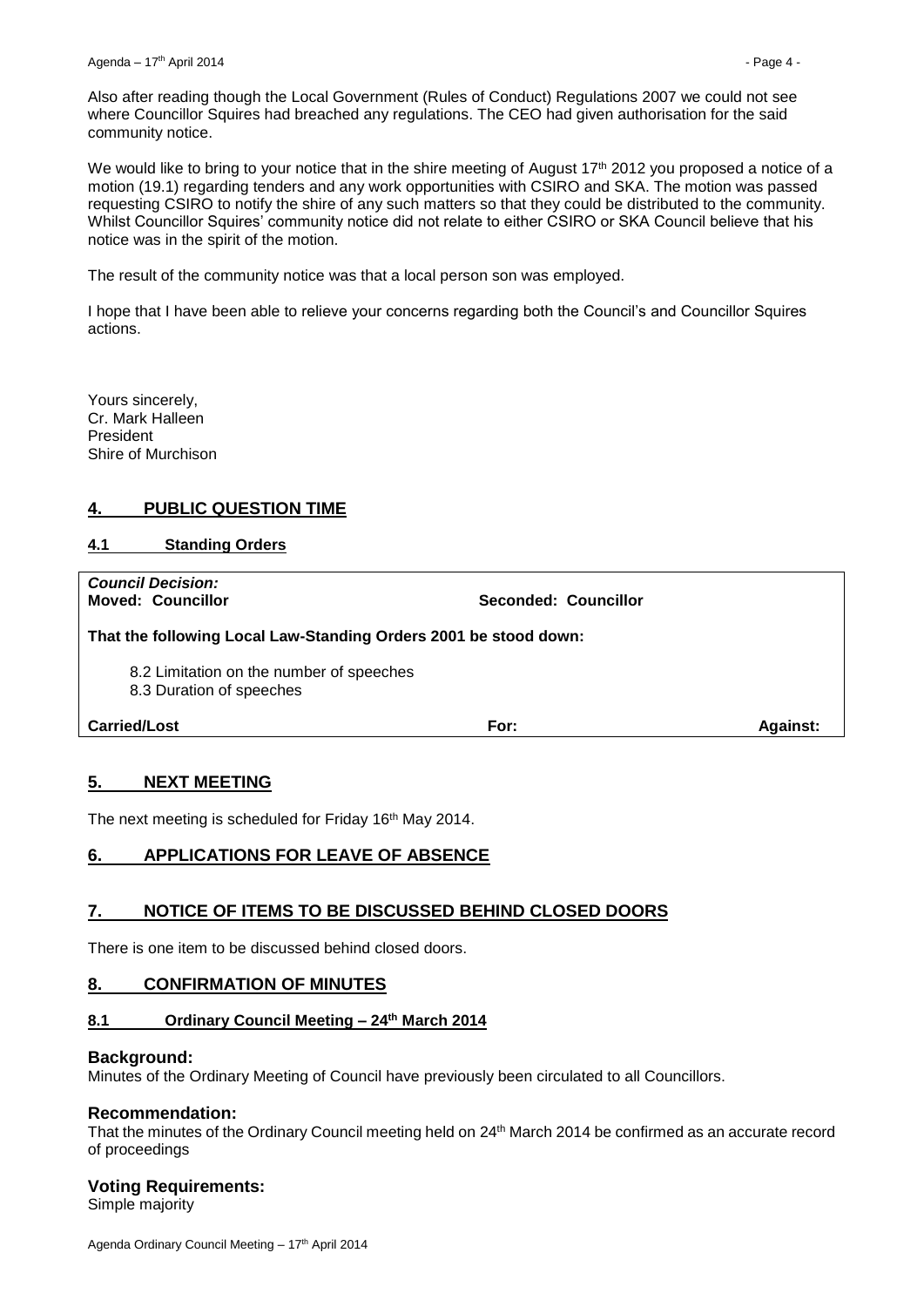Also after reading though the Local Government (Rules of Conduct) Regulations 2007 we could not see where Councillor Squires had breached any regulations. The CEO had given authorisation for the said community notice.

We would like to bring to your notice that in the shire meeting of August 17th 2012 you proposed a notice of a motion (19.1) regarding tenders and any work opportunities with CSIRO and SKA. The motion was passed requesting CSIRO to notify the shire of any such matters so that they could be distributed to the community. Whilst Councillor Squires' community notice did not relate to either CSIRO or SKA Council believe that his notice was in the spirit of the motion.

The result of the community notice was that a local person son was employed.

I hope that I have been able to relieve your concerns regarding both the Council's and Councillor Squires actions.

Yours sincerely,
Cr. Mark Halleen
President
Shire of Murchison

## 4. PUBLIC QUESTION TIME

### 4.1 Standing Orders

***Council Decision:***
**Moved: Councillor** **Seconded: Councillor**

**That the following Local Law-Standing Orders 2001 be stood down:**

8.2 Limitation on the number of speeches
8.3 Duration of speeches

**Carried/Lost** **For:** **Against:**

## 5. NEXT MEETING

The next meeting is scheduled for Friday 16th May 2014.

## 6. APPLICATIONS FOR LEAVE OF ABSENCE

## 7. NOTICE OF ITEMS TO BE DISCUSSED BEHIND CLOSED DOORS

There is one item to be discussed behind closed doors.

## 8. CONFIRMATION OF MINUTES

### 8.1 Ordinary Council Meeting – 24th March 2014

#### Background:

Minutes of the Ordinary Meeting of Council have previously been circulated to all Councillors.

#### Recommendation:

That the minutes of the Ordinary Council meeting held on 24th March 2014 be confirmed as an accurate record of proceedings

#### Voting Requirements:

Simple majority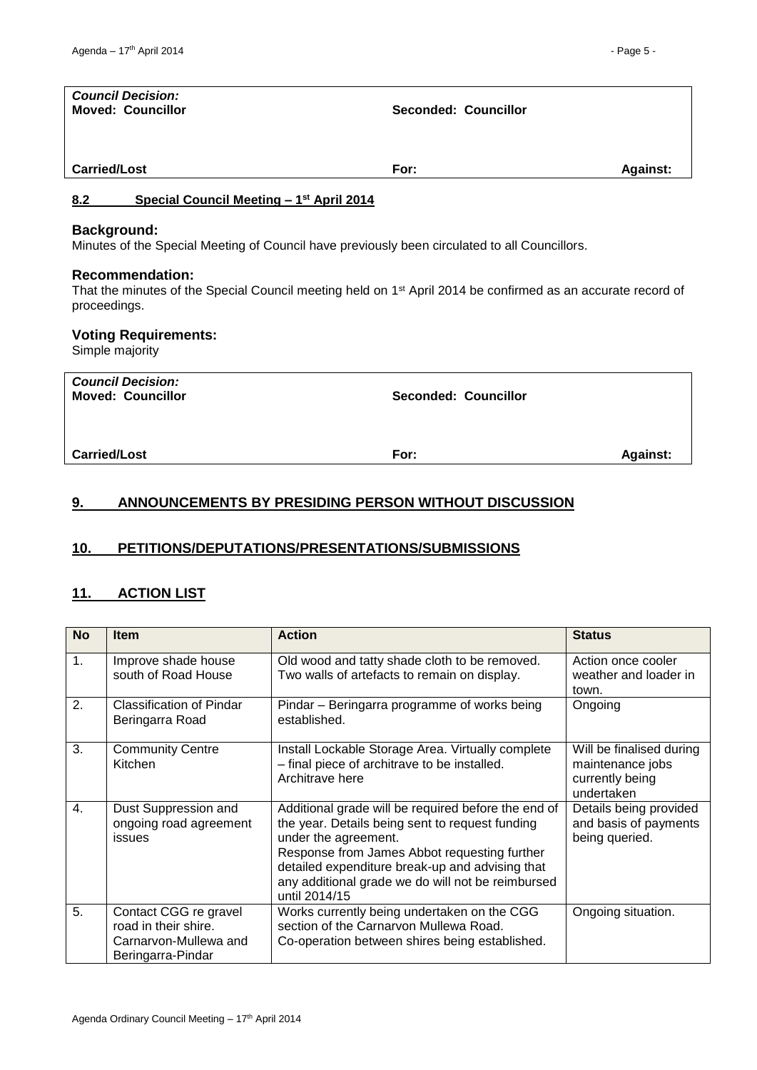| *Council Decision:* **Moved: Councillor** | **Seconded: Councillor** | |
|---|---|---|
| **Carried/Lost** | **For:** | **Against:** |

### 8.2 Special Council Meeting – 1st April 2014

**Background:**
Minutes of the Special Meeting of Council have previously been circulated to all Councillors.

**Recommendation:**
That the minutes of the Special Council meeting held on 1st April 2014 be confirmed as an accurate record of proceedings.

**Voting Requirements:**
Simple majority

| *Council Decision:* **Moved: Councillor** | **Seconded: Councillor** | |
|---|---|---|
| **Carried/Lost** | **For:** | **Against:** |

## 9. ANNOUNCEMENTS BY PRESIDING PERSON WITHOUT DISCUSSION

## 10. PETITIONS/DEPUTATIONS/PRESENTATIONS/SUBMISSIONS

## 11. ACTION LIST

| No | Item | Action | Status |
|---|---|---|---|
| 1. | Improve shade house south of Road House | Old wood and tatty shade cloth to be removed. Two walls of artefacts to remain on display. | Action once cooler weather and loader in town. |
| 2. | Classification of Pindar Beringarra Road | Pindar – Beringarra programme of works being established. | Ongoing |
| 3. | Community Centre Kitchen | Install Lockable Storage Area. Virtually complete – final piece of architrave to be installed. Architrave here | Will be finalised during maintenance jobs currently being undertaken |
| 4. | Dust Suppression and ongoing road agreement issues | Additional grade will be required before the end of the year. Details being sent to request funding under the agreement. Response from James Abbot requesting further detailed expenditure break-up and advising that any additional grade we do will not be reimbursed until 2014/15 | Details being provided and basis of payments being queried. |
| 5. | Contact CGG re gravel road in their shire. Carnarvon-Mullewa and Beringarra-Pindar | Works currently being undertaken on the CGG section of the Carnarvon Mullewa Road. Co-operation between shires being established. | Ongoing situation. |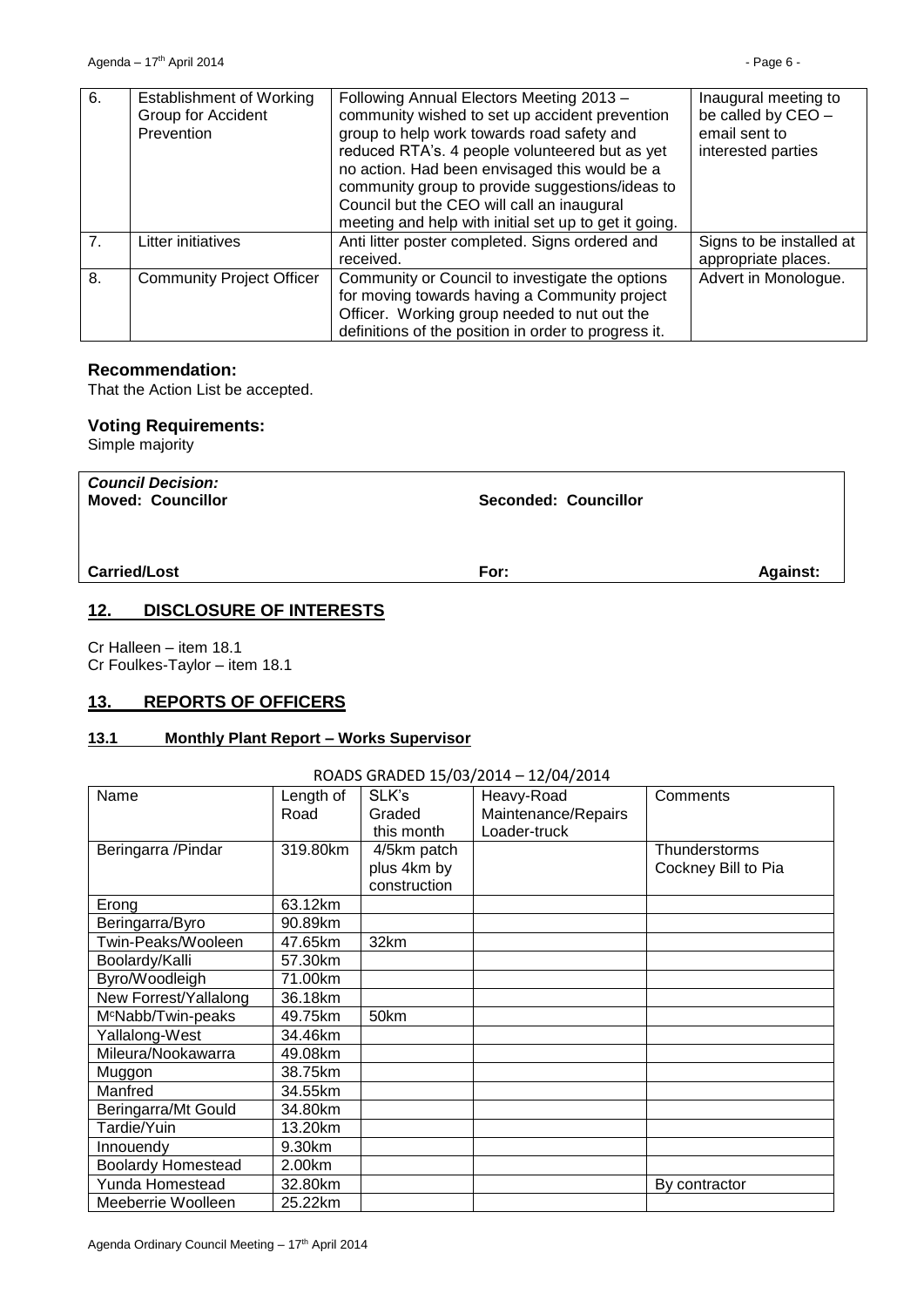| 6. | Establishment of Working Group for Accident Prevention | Following Annual Electors Meeting 2013 – community wished to set up accident prevention group to help work towards road safety and reduced RTA's. 4 people volunteered but as yet no action. Had been envisaged this would be a community group to provide suggestions/ideas to Council but the CEO will call an inaugural meeting and help with initial set up to get it going. | Inaugural meeting to be called by CEO – email sent to interested parties |
|---|---|---|---|
| 7. | Litter initiatives | Anti litter poster completed. Signs ordered and received. | Signs to be installed at appropriate places. |
| 8. | Community Project Officer | Community or Council to investigate the options for moving towards having a Community project Officer. Working group needed to nut out the definitions of the position in order to progress it. | Advert in Monologue. |

### Recommendation:

That the Action List be accepted.

### Voting Requirements:

Simple majority

| ***Council Decision:*** **Moved: Councillor** | **Seconded: Councillor** | |
|---|---|---|
| **Carried/Lost** | **For:** | **Against:** |

## 12. DISCLOSURE OF INTERESTS

Cr Halleen – item 18.1
Cr Foulkes-Taylor – item 18.1

## 13. REPORTS OF OFFICERS

### 13.1 Monthly Plant Report – Works Supervisor

ROADS GRADED 15/03/2014 – 12/04/2014

| Name | Length of Road | SLK's Graded this month | Heavy-Road Maintenance/Repairs Loader-truck | Comments |
|---|---|---|---|---|
| Beringarra /Pindar | 319.80km | 4/5km patch plus 4km by construction | | Thunderstorms Cockney Bill to Pia |
| Erong | 63.12km | | | |
| Beringarra/Byro | 90.89km | | | |
| Twin-Peaks/Wooleen | 47.65km | 32km | | |
| Boolardy/Kalli | 57.30km | | | |
| Byro/Woodleigh | 71.00km | | | |
| New Forrest/Yallalong | 36.18km | | | |
| McNabb/Twin-peaks | 49.75km | 50km | | |
| Yallalong-West | 34.46km | | | |
| Mileura/Nookawarra | 49.08km | | | |
| Muggon | 38.75km | | | |
| Manfred | 34.55km | | | |
| Beringarra/Mt Gould | 34.80km | | | |
| Tardie/Yuin | 13.20km | | | |
| Innouendy | 9.30km | | | |
| Boolardy Homestead | 2.00km | | | |
| Yunda Homestead | 32.80km | | | By contractor |
| Meeberrie Woolleen | 25.22km | | | |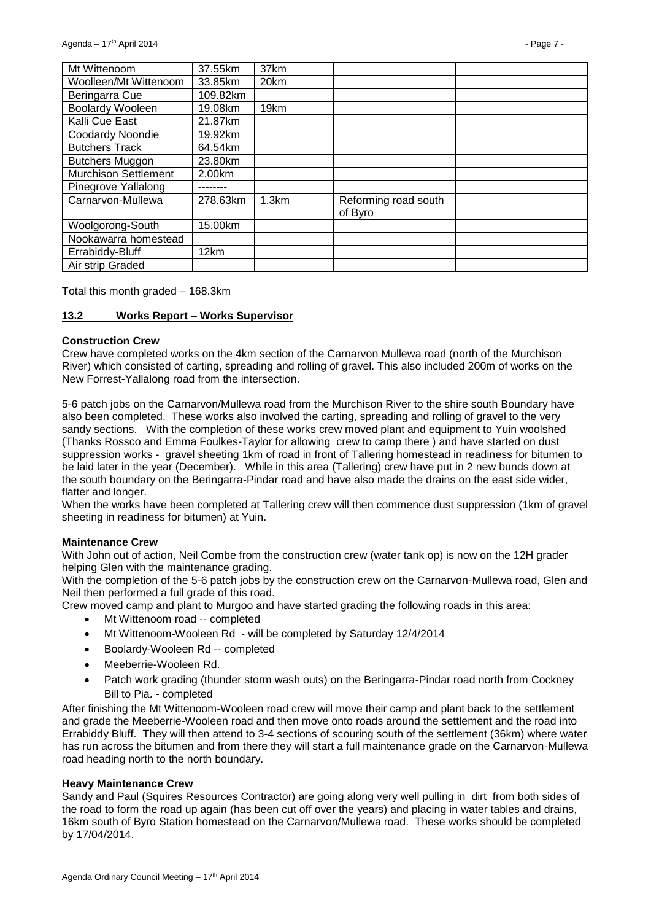| Mt Wittenoom | 37.55km | 37km | | |
| --- | --- | --- | --- | --- |
| Woolleen/Mt Wittenoom | 33.85km | 20km | | |
| Beringarra Cue | 109.82km | | | |
| Boolardy Wooleen | 19.08km | 19km | | |
| Kalli Cue East | 21.87km | | | |
| Coodardy Noondie | 19.92km | | | |
| Butchers Track | 64.54km | | | |
| Butchers Muggon | 23.80km | | | |
| Murchison Settlement | 2.00km | | | |
| Pinegrove Yallalong | -------- | | | |
| Carnarvon-Mullewa | 278.63km | 1.3km | Reforming road south of Byro | |
| Woolgorong-South | 15.00km | | | |
| Nookawarra homestead | | | | |
| Errabiddy-Bluff | 12km | | | |
| Air strip Graded | | | | |

Total this month graded – 168.3km

## 13.2 Works Report – Works Supervisor

**Construction Crew**

Crew have completed works on the 4km section of the Carnarvon Mullewa road (north of the Murchison River) which consisted of carting, spreading and rolling of gravel. This also included 200m of works on the New Forrest-Yallalong road from the intersection.

5-6 patch jobs on the Carnarvon/Mullewa road from the Murchison River to the shire south Boundary have also been completed. These works also involved the carting, spreading and rolling of gravel to the very sandy sections. With the completion of these works crew moved plant and equipment to Yuin woolshed (Thanks Rossco and Emma Foulkes-Taylor for allowing crew to camp there ) and have started on dust suppression works - gravel sheeting 1km of road in front of Tallering homestead in readiness for bitumen to be laid later in the year (December). While in this area (Tallering) crew have put in 2 new bunds down at the south boundary on the Beringarra-Pindar road and have also made the drains on the east side wider, flatter and longer.

When the works have been completed at Tallering crew will then commence dust suppression (1km of gravel sheeting in readiness for bitumen) at Yuin.

**Maintenance Crew**

With John out of action, Neil Combe from the construction crew (water tank op) is now on the 12H grader helping Glen with the maintenance grading.

With the completion of the 5-6 patch jobs by the construction crew on the Carnarvon-Mullewa road, Glen and Neil then performed a full grade of this road.

Crew moved camp and plant to Murgoo and have started grading the following roads in this area:

- Mt Wittenoom road -- completed
- Mt Wittenoom-Wooleen Rd - will be completed by Saturday 12/4/2014
- Boolardy-Wooleen Rd -- completed
- Meeberrie-Wooleen Rd.
- Patch work grading (thunder storm wash outs) on the Beringarra-Pindar road north from Cockney Bill to Pia. - completed

After finishing the Mt Wittenoom-Wooleen road crew will move their camp and plant back to the settlement and grade the Meeberrie-Wooleen road and then move onto roads around the settlement and the road into Errabiddy Bluff. They will then attend to 3-4 sections of scouring south of the settlement (36km) where water has run across the bitumen and from there they will start a full maintenance grade on the Carnarvon-Mullewa road heading north to the north boundary.

**Heavy Maintenance Crew**

Sandy and Paul (Squires Resources Contractor) are going along very well pulling in dirt from both sides of the road to form the road up again (has been cut off over the years) and placing in water tables and drains, 16km south of Byro Station homestead on the Carnarvon/Mullewa road. These works should be completed by 17/04/2014.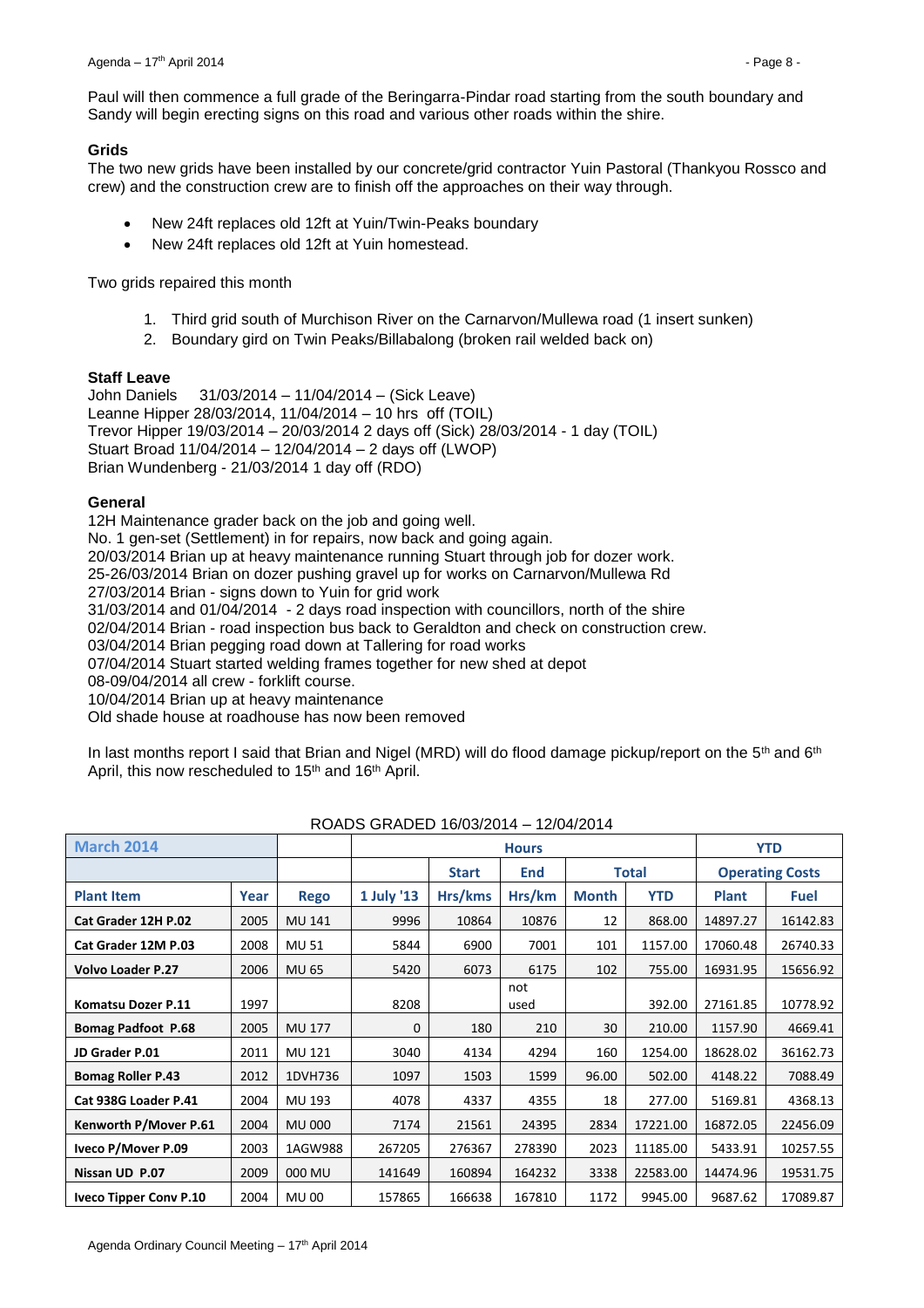Paul will then commence a full grade of the Beringarra-Pindar road starting from the south boundary and Sandy will begin erecting signs on this road and various other roads within the shire.

**Grids**

The two new grids have been installed by our concrete/grid contractor Yuin Pastoral (Thankyou Rossco and crew) and the construction crew are to finish off the approaches on their way through.

- New 24ft replaces old 12ft at Yuin/Twin-Peaks boundary
- New 24ft replaces old 12ft at Yuin homestead.

Two grids repaired this month

1. Third grid south of Murchison River on the Carnarvon/Mullewa road (1 insert sunken)
2. Boundary gird on Twin Peaks/Billabalong (broken rail welded back on)

**Staff Leave**

John Daniels 31/03/2014 – 11/04/2014 – (Sick Leave)
Leanne Hipper 28/03/2014, 11/04/2014 – 10 hrs off (TOIL)
Trevor Hipper 19/03/2014 – 20/03/2014 2 days off (Sick) 28/03/2014 - 1 day (TOIL)
Stuart Broad 11/04/2014 – 12/04/2014 – 2 days off (LWOP)
Brian Wundenberg - 21/03/2014 1 day off (RDO)

**General**

12H Maintenance grader back on the job and going well.
No. 1 gen-set (Settlement) in for repairs, now back and going again.
20/03/2014 Brian up at heavy maintenance running Stuart through job for dozer work.
25-26/03/2014 Brian on dozer pushing gravel up for works on Carnarvon/Mullewa Rd
27/03/2014 Brian - signs down to Yuin for grid work
31/03/2014 and 01/04/2014 - 2 days road inspection with councillors, north of the shire
02/04/2014 Brian - road inspection bus back to Geraldton and check on construction crew.
03/04/2014 Brian pegging road down at Tallering for road works
07/04/2014 Stuart started welding frames together for new shed at depot
08-09/04/2014 all crew - forklift course.
10/04/2014 Brian up at heavy maintenance
Old shade house at roadhouse has now been removed

In last months report I said that Brian and Nigel (MRD) will do flood damage pickup/report on the 5th and 6th April, this now rescheduled to 15th and 16th April.

ROADS GRADED 16/03/2014 – 12/04/2014

| March 2014 | | | Hours | | | | | YTD | |
|---|---|---|---|---|---|---|---|---|---|
| | | | | Start | End | Total | | Operating Costs | |
| Plant Item | Year | Rego | 1 July '13 | Hrs/kms | Hrs/km | Month | YTD | Plant | Fuel |
| Cat Grader 12H P.02 | 2005 | MU 141 | 9996 | 10864 | 10876 | 12 | 868.00 | 14897.27 | 16142.83 |
| Cat Grader 12M P.03 | 2008 | MU 51 | 5844 | 6900 | 7001 | 101 | 1157.00 | 17060.48 | 26740.33 |
| Volvo Loader P.27 | 2006 | MU 65 | 5420 | 6073 | 6175 | 102 | 755.00 | 16931.95 | 15656.92 |
| Komatsu Dozer P.11 | 1997 | | 8208 | | not used | | 392.00 | 27161.85 | 10778.92 |
| Bomag Padfoot P.68 | 2005 | MU 177 | 0 | 180 | 210 | 30 | 210.00 | 1157.90 | 4669.41 |
| JD Grader P.01 | 2011 | MU 121 | 3040 | 4134 | 4294 | 160 | 1254.00 | 18628.02 | 36162.73 |
| Bomag Roller P.43 | 2012 | 1DVH736 | 1097 | 1503 | 1599 | 96.00 | 502.00 | 4148.22 | 7088.49 |
| Cat 938G Loader P.41 | 2004 | MU 193 | 4078 | 4337 | 4355 | 18 | 277.00 | 5169.81 | 4368.13 |
| Kenworth P/Mover P.61 | 2004 | MU 000 | 7174 | 21561 | 24395 | 2834 | 17221.00 | 16872.05 | 22456.09 |
| Iveco P/Mover P.09 | 2003 | 1AGW988 | 267205 | 276367 | 278390 | 2023 | 11185.00 | 5433.91 | 10257.55 |
| Nissan UD P.07 | 2009 | 000 MU | 141649 | 160894 | 164232 | 3338 | 22583.00 | 14474.96 | 19531.75 |
| Iveco Tipper Conv P.10 | 2004 | MU 00 | 157865 | 166638 | 167810 | 1172 | 9945.00 | 9687.62 | 17089.87 |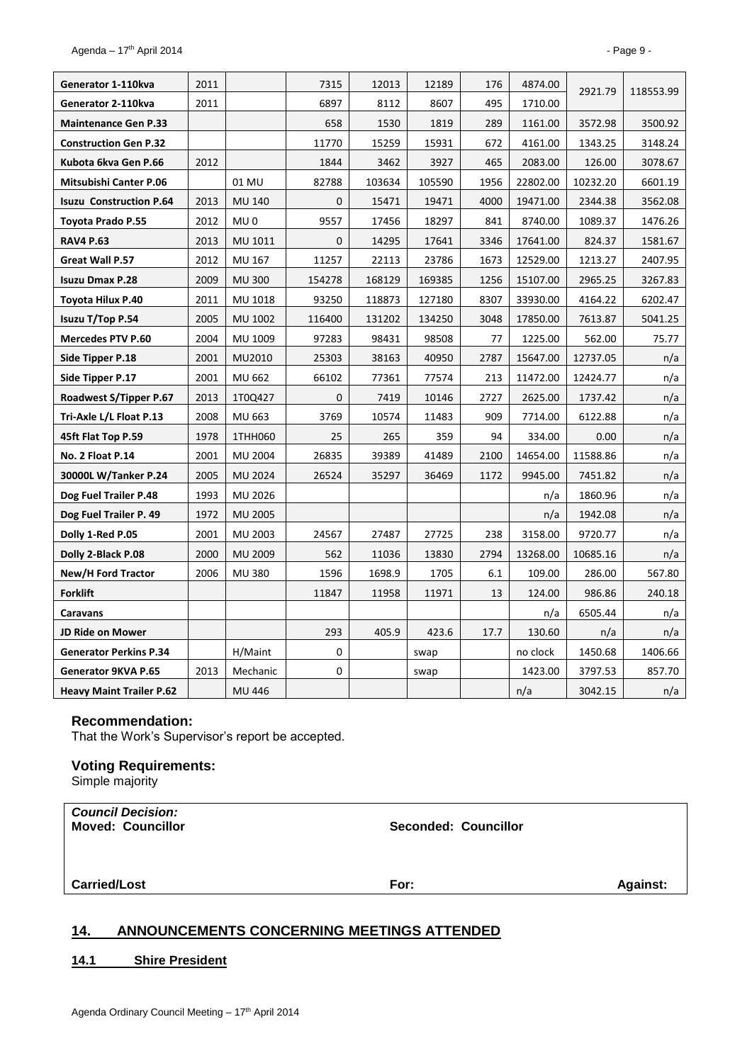| Generator 1-110kva | 2011 | | 7315 | 12013 | 12189 | 176 | 4874.00 | 2921.79 | 118553.99 |
|---|---|---|---|---|---|---|---|---|---|
| Generator 2-110kva | 2011 | | 6897 | 8112 | 8607 | 495 | 1710.00 | | |
| Maintenance Gen P.33 | | | 658 | 1530 | 1819 | 289 | 1161.00 | 3572.98 | 3500.92 |
| Construction Gen P.32 | | | 11770 | 15259 | 15931 | 672 | 4161.00 | 1343.25 | 3148.24 |
| Kubota 6kva Gen P.66 | 2012 | | 1844 | 3462 | 3927 | 465 | 2083.00 | 126.00 | 3078.67 |
| Mitsubishi Canter P.06 | | 01 MU | 82788 | 103634 | 105590 | 1956 | 22802.00 | 10232.20 | 6601.19 |
| Isuzu Construction P.64 | 2013 | MU 140 | 0 | 15471 | 19471 | 4000 | 19471.00 | 2344.38 | 3562.08 |
| Toyota Prado P.55 | 2012 | MU 0 | 9557 | 17456 | 18297 | 841 | 8740.00 | 1089.37 | 1476.26 |
| RAV4 P.63 | 2013 | MU 1011 | 0 | 14295 | 17641 | 3346 | 17641.00 | 824.37 | 1581.67 |
| Great Wall P.57 | 2012 | MU 167 | 11257 | 22113 | 23786 | 1673 | 12529.00 | 1213.27 | 2407.95 |
| Isuzu Dmax P.28 | 2009 | MU 300 | 154278 | 168129 | 169385 | 1256 | 15107.00 | 2965.25 | 3267.83 |
| Toyota Hilux P.40 | 2011 | MU 1018 | 93250 | 118873 | 127180 | 8307 | 33930.00 | 4164.22 | 6202.47 |
| Isuzu T/Top P.54 | 2005 | MU 1002 | 116400 | 131202 | 134250 | 3048 | 17850.00 | 7613.87 | 5041.25 |
| Mercedes PTV P.60 | 2004 | MU 1009 | 97283 | 98431 | 98508 | 77 | 1225.00 | 562.00 | 75.77 |
| Side Tipper P.18 | 2001 | MU2010 | 25303 | 38163 | 40950 | 2787 | 15647.00 | 12737.05 | n/a |
| Side Tipper P.17 | 2001 | MU 662 | 66102 | 77361 | 77574 | 213 | 11472.00 | 12424.77 | n/a |
| Roadwest S/Tipper P.67 | 2013 | 1T0Q427 | 0 | 7419 | 10146 | 2727 | 2625.00 | 1737.42 | n/a |
| Tri-Axle L/L Float P.13 | 2008 | MU 663 | 3769 | 10574 | 11483 | 909 | 7714.00 | 6122.88 | n/a |
| 45ft Flat Top P.59 | 1978 | 1THH060 | 25 | 265 | 359 | 94 | 334.00 | 0.00 | n/a |
| No. 2 Float P.14 | 2001 | MU 2004 | 26835 | 39389 | 41489 | 2100 | 14654.00 | 11588.86 | n/a |
| 30000L W/Tanker P.24 | 2005 | MU 2024 | 26524 | 35297 | 36469 | 1172 | 9945.00 | 7451.82 | n/a |
| Dog Fuel Trailer P.48 | 1993 | MU 2026 | | | | | n/a | 1860.96 | n/a |
| Dog Fuel Trailer P. 49 | 1972 | MU 2005 | | | | | n/a | 1942.08 | n/a |
| Dolly 1-Red P.05 | 2001 | MU 2003 | 24567 | 27487 | 27725 | 238 | 3158.00 | 9720.77 | n/a |
| Dolly 2-Black P.08 | 2000 | MU 2009 | 562 | 11036 | 13830 | 2794 | 13268.00 | 10685.16 | n/a |
| New/H Ford Tractor | 2006 | MU 380 | 1596 | 1698.9 | 1705 | 6.1 | 109.00 | 286.00 | 567.80 |
| Forklift | | | 11847 | 11958 | 11971 | 13 | 124.00 | 986.86 | 240.18 |
| Caravans | | | | | | | n/a | 6505.44 | n/a |
| JD Ride on Mower | | | 293 | 405.9 | 423.6 | 17.7 | 130.60 | n/a | n/a |
| Generator Perkins P.34 | | H/Maint | 0 | | swap | | no clock | 1450.68 | 1406.66 |
| Generator 9KVA P.65 | 2013 | Mechanic | 0 | | swap | | 1423.00 | 3797.53 | 857.70 |
| Heavy Maint Trailer P.62 | | MU 446 | | | | | n/a | 3042.15 | n/a |

### Recommendation:

That the Work's Supervisor's report be accepted.

### Voting Requirements:

Simple majority

| *Council Decision:* **Moved: Councillor** | **Seconded: Councillor** | |
|---|---|---|
| **Carried/Lost** | **For:** | **Against:** |

## 14. ANNOUNCEMENTS CONCERNING MEETINGS ATTENDED

### 14.1 Shire President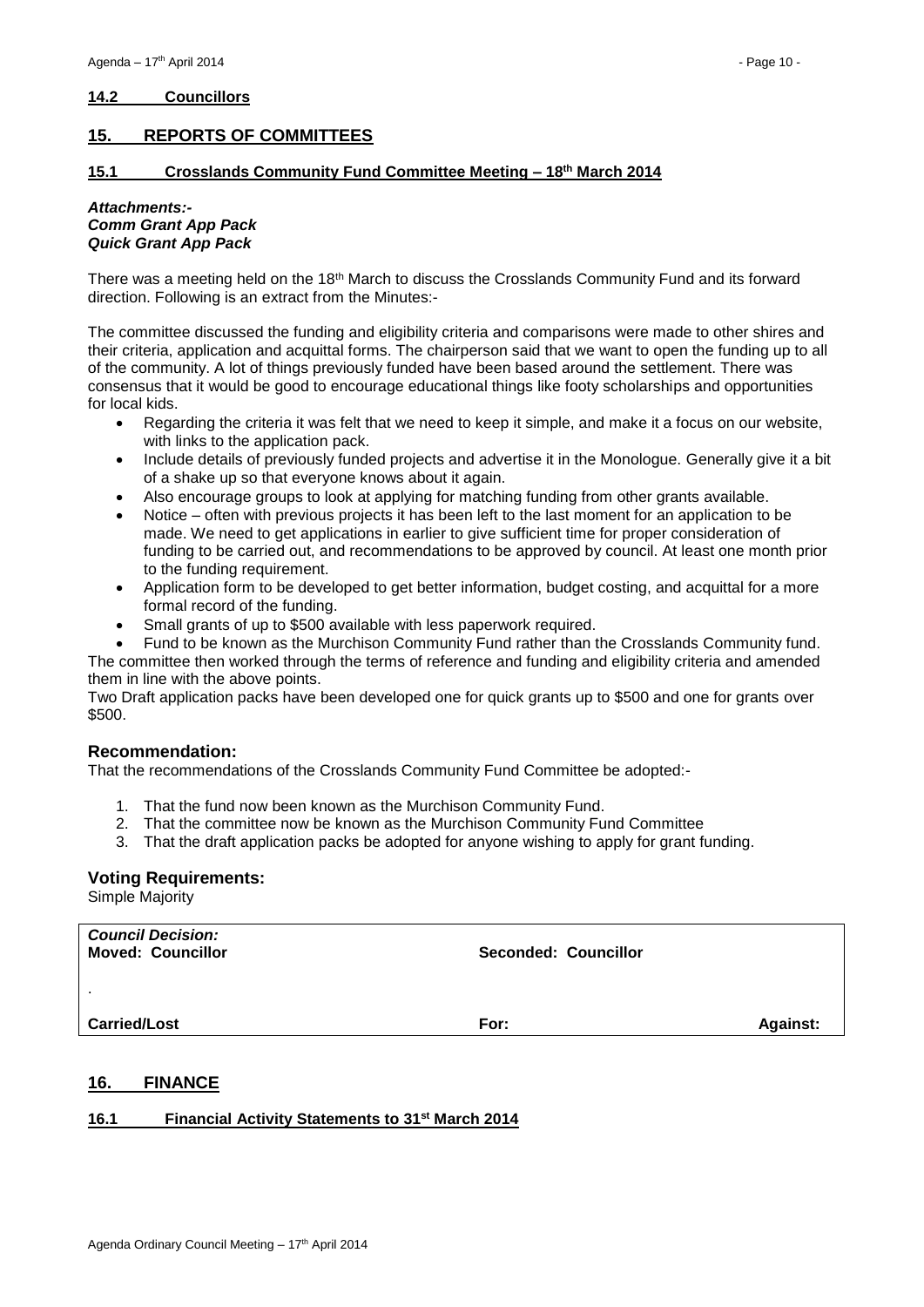### 14.2 Councillors

## 15. REPORTS OF COMMITTEES

### 15.1 Crosslands Community Fund Committee Meeting – 18th March 2014

***Attachments:-***
***Comm Grant App Pack***
***Quick Grant App Pack***

There was a meeting held on the 18th March to discuss the Crosslands Community Fund and its forward direction. Following is an extract from the Minutes:-

The committee discussed the funding and eligibility criteria and comparisons were made to other shires and their criteria, application and acquittal forms. The chairperson said that we want to open the funding up to all of the community. A lot of things previously funded have been based around the settlement. There was consensus that it would be good to encourage educational things like footy scholarships and opportunities for local kids.

- Regarding the criteria it was felt that we need to keep it simple, and make it a focus on our website, with links to the application pack.
- Include details of previously funded projects and advertise it in the Monologue. Generally give it a bit of a shake up so that everyone knows about it again.
- Also encourage groups to look at applying for matching funding from other grants available.
- Notice – often with previous projects it has been left to the last moment for an application to be made. We need to get applications in earlier to give sufficient time for proper consideration of funding to be carried out, and recommendations to be approved by council. At least one month prior to the funding requirement.
- Application form to be developed to get better information, budget costing, and acquittal for a more formal record of the funding.
- Small grants of up to $500 available with less paperwork required.
- Fund to be known as the Murchison Community Fund rather than the Crosslands Community fund.

The committee then worked through the terms of reference and funding and eligibility criteria and amended them in line with the above points.

Two Draft application packs have been developed one for quick grants up to $500 and one for grants over $500.

### Recommendation:

That the recommendations of the Crosslands Community Fund Committee be adopted:-

1. That the fund now been known as the Murchison Community Fund.
2. That the committee now be known as the Murchison Community Fund Committee
3. That the draft application packs be adopted for anyone wishing to apply for grant funding.

### Voting Requirements:

Simple Majority

| ***Council Decision:*** **Moved: Councillor** | **Seconded: Councillor** | |
|---|---|---|
| . | | |
| **Carried/Lost** | **For:** | **Against:** |

## 16. FINANCE

### 16.1 Financial Activity Statements to 31st March 2014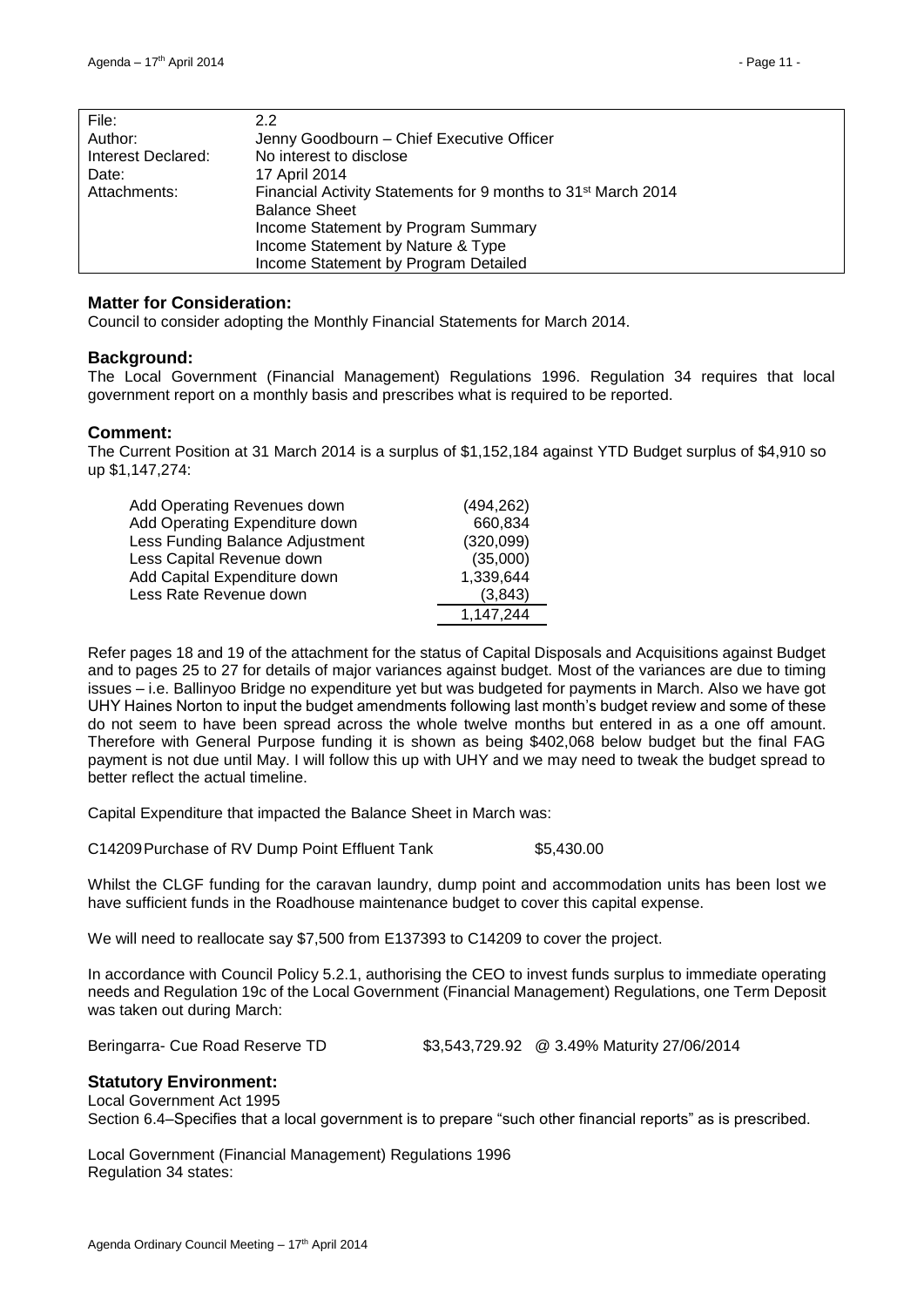| File: | 2.2 |
|---|---|
| Author: | Jenny Goodbourn – Chief Executive Officer |
| Interest Declared: | No interest to disclose |
| Date: | 17 April 2014 |
| Attachments: | Financial Activity Statements for 9 months to 31st March 2014<br>Balance Sheet<br>Income Statement by Program Summary<br>Income Statement by Nature & Type<br>Income Statement by Program Detailed |

### Matter for Consideration:

Council to consider adopting the Monthly Financial Statements for March 2014.

### Background:

The Local Government (Financial Management) Regulations 1996. Regulation 34 requires that local government report on a monthly basis and prescribes what is required to be reported.

### Comment:

The Current Position at 31 March 2014 is a surplus of $1,152,184 against YTD Budget surplus of $4,910 so up $1,147,274:

| | |
|---|---|
| Add Operating Revenues down | (494,262) |
| Add Operating Expenditure down | 660,834 |
| Less Funding Balance Adjustment | (320,099) |
| Less Capital Revenue down | (35,000) |
| Add Capital Expenditure down | 1,339,644 |
| Less Rate Revenue down | (3,843) |
| | 1,147,244 |

Refer pages 18 and 19 of the attachment for the status of Capital Disposals and Acquisitions against Budget and to pages 25 to 27 for details of major variances against budget. Most of the variances are due to timing issues – i.e. Ballinyoo Bridge no expenditure yet but was budgeted for payments in March. Also we have got UHY Haines Norton to input the budget amendments following last month's budget review and some of these do not seem to have been spread across the whole twelve months but entered in as a one off amount. Therefore with General Purpose funding it is shown as being $402,068 below budget but the final FAG payment is not due until May. I will follow this up with UHY and we may need to tweak the budget spread to better reflect the actual timeline.

Capital Expenditure that impacted the Balance Sheet in March was:

C14209 Purchase of RV Dump Point Effluent Tank $5,430.00

Whilst the CLGF funding for the caravan laundry, dump point and accommodation units has been lost we have sufficient funds in the Roadhouse maintenance budget to cover this capital expense.

We will need to reallocate say $7,500 from E137393 to C14209 to cover the project.

In accordance with Council Policy 5.2.1, authorising the CEO to invest funds surplus to immediate operating needs and Regulation 19c of the Local Government (Financial Management) Regulations, one Term Deposit was taken out during March:

Beringarra- Cue Road Reserve TD $3,543,729.92 @ 3.49% Maturity 27/06/2014

### Statutory Environment:

Local Government Act 1995
Section 6.4–Specifies that a local government is to prepare "such other financial reports" as is prescribed.

Local Government (Financial Management) Regulations 1996
Regulation 34 states: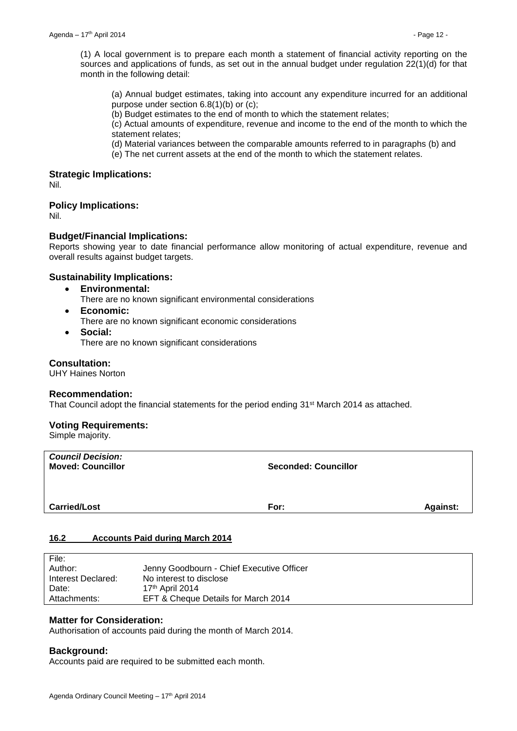(1) A local government is to prepare each month a statement of financial activity reporting on the sources and applications of funds, as set out in the annual budget under regulation 22(1)(d) for that month in the following detail:

(a) Annual budget estimates, taking into account any expenditure incurred for an additional purpose under section 6.8(1)(b) or (c);

(b) Budget estimates to the end of month to which the statement relates;

(c) Actual amounts of expenditure, revenue and income to the end of the month to which the statement relates;

(d) Material variances between the comparable amounts referred to in paragraphs (b) and

(e) The net current assets at the end of the month to which the statement relates.

### Strategic Implications:

Nil.

### Policy Implications:

Nil.

### Budget/Financial Implications:

Reports showing year to date financial performance allow monitoring of actual expenditure, revenue and overall results against budget targets.

### Sustainability Implications:

- **Environmental:**
  There are no known significant environmental considerations
- **Economic:**
  There are no known significant economic considerations
- **Social:**
  There are no known significant considerations

### Consultation:

UHY Haines Norton

### Recommendation:

That Council adopt the financial statements for the period ending 31st March 2014 as attached.

### Voting Requirements:

Simple majority.

| ***Council Decision:*** **Moved: Councillor** | **Seconded: Councillor** | |
|---|---|---|
| **Carried/Lost** | **For:** | **Against:** |

## 16.2 Accounts Paid during March 2014

| File: | |
|---|---|
| Author: | Jenny Goodbourn - Chief Executive Officer |
| Interest Declared: | No interest to disclose |
| Date: | 17th April 2014 |
| Attachments: | EFT & Cheque Details for March 2014 |

### Matter for Consideration:

Authorisation of accounts paid during the month of March 2014.

### Background:

Accounts paid are required to be submitted each month.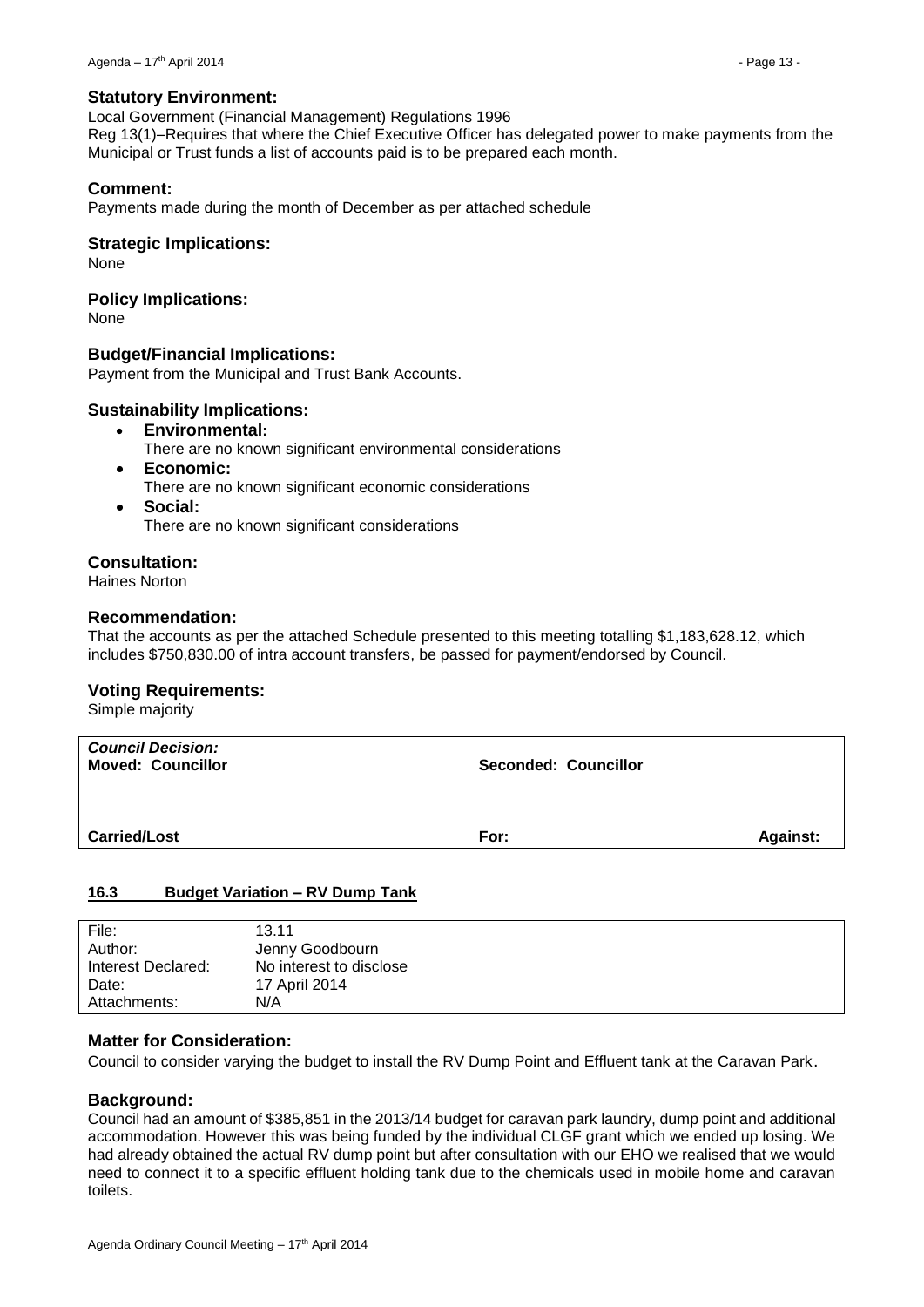### Statutory Environment:

Local Government (Financial Management) Regulations 1996
Reg 13(1)–Requires that where the Chief Executive Officer has delegated power to make payments from the Municipal or Trust funds a list of accounts paid is to be prepared each month.

### Comment:

Payments made during the month of December as per attached schedule

### Strategic Implications:

None

### Policy Implications:

None

### Budget/Financial Implications:

Payment from the Municipal and Trust Bank Accounts.

### Sustainability Implications:

- **Environmental:**
  There are no known significant environmental considerations
- **Economic:**
  There are no known significant economic considerations
- **Social:**
  There are no known significant considerations

### Consultation:

Haines Norton

### Recommendation:

That the accounts as per the attached Schedule presented to this meeting totalling $1,183,628.12, which includes $750,830.00 of intra account transfers, be passed for payment/endorsed by Council.

### Voting Requirements:

Simple majority

| ***Council Decision:*** **Moved: Councillor** | **Seconded: Councillor** | |
|---|---|---|
| **Carried/Lost** | **For:** | **Against:** |

## 16.3 Budget Variation – RV Dump Tank

| | |
|---|---|
| File: | 13.11 |
| Author: | Jenny Goodbourn |
| Interest Declared: | No interest to disclose |
| Date: | 17 April 2014 |
| Attachments: | N/A |

### Matter for Consideration:

Council to consider varying the budget to install the RV Dump Point and Effluent tank at the Caravan Park.

### Background:

Council had an amount of $385,851 in the 2013/14 budget for caravan park laundry, dump point and additional accommodation. However this was being funded by the individual CLGF grant which we ended up losing. We had already obtained the actual RV dump point but after consultation with our EHO we realised that we would need to connect it to a specific effluent holding tank due to the chemicals used in mobile home and caravan toilets.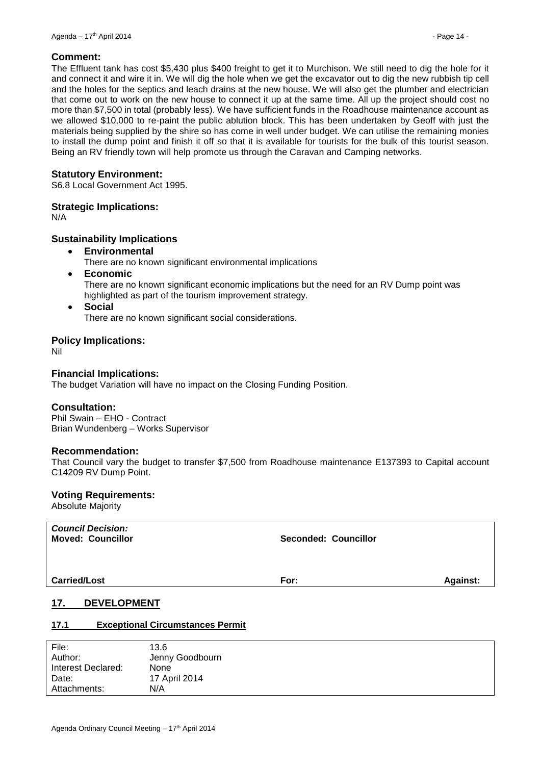## Comment:

The Effluent tank has cost $5,430 plus $400 freight to get it to Murchison. We still need to dig the hole for it and connect it and wire it in. We will dig the hole when we get the excavator out to dig the new rubbish tip cell and the holes for the septics and leach drains at the new house. We will also get the plumber and electrician that come out to work on the new house to connect it up at the same time. All up the project should cost no more than $7,500 in total (probably less). We have sufficient funds in the Roadhouse maintenance account as we allowed $10,000 to re-paint the public ablution block. This has been undertaken by Geoff with just the materials being supplied by the shire so has come in well under budget. We can utilise the remaining monies to install the dump point and finish it off so that it is available for tourists for the bulk of this tourist season. Being an RV friendly town will help promote us through the Caravan and Camping networks.

## Statutory Environment:

S6.8 Local Government Act 1995.

## Strategic Implications:

N/A

## Sustainability Implications

- **Environmental**
  There are no known significant environmental implications
- **Economic**
  There are no known significant economic implications but the need for an RV Dump point was highlighted as part of the tourism improvement strategy.
- **Social**
  There are no known significant social considerations.

## Policy Implications:

Nil

## Financial Implications:

The budget Variation will have no impact on the Closing Funding Position.

## Consultation:

Phil Swain – EHO - Contract
Brian Wundenberg – Works Supervisor

## Recommendation:

That Council vary the budget to transfer $7,500 from Roadhouse maintenance E137393 to Capital account C14209 RV Dump Point.

## Voting Requirements:

Absolute Majority

| ***Council Decision:*** | | |
|---|---|---|
| **Moved: Councillor** | **Seconded: Councillor** | |
| **Carried/Lost** | **For:** | **Against:** |

## 17. DEVELOPMENT

### 17.1 Exceptional Circumstances Permit

| | |
|---|---|
| File: | 13.6 |
| Author: | Jenny Goodbourn |
| Interest Declared: | None |
| Date: | 17 April 2014 |
| Attachments: | N/A |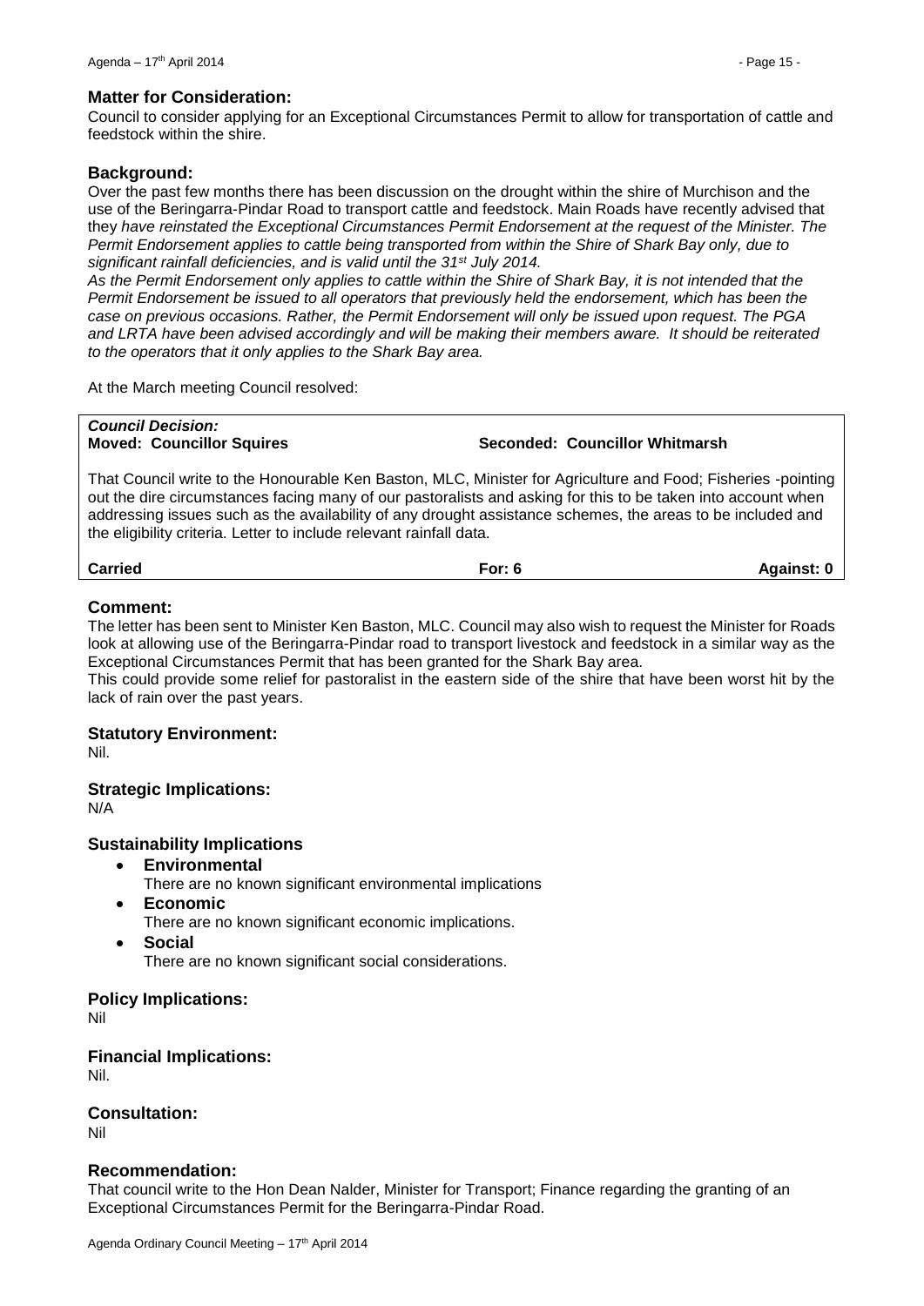## Matter for Consideration:

Council to consider applying for an Exceptional Circumstances Permit to allow for transportation of cattle and feedstock within the shire.

## Background:

Over the past few months there has been discussion on the drought within the shire of Murchison and the use of the Beringarra-Pindar Road to transport cattle and feedstock. Main Roads have recently advised that they *have reinstated the Exceptional Circumstances Permit Endorsement at the request of the Minister. The Permit Endorsement applies to cattle being transported from within the Shire of Shark Bay only, due to significant rainfall deficiencies, and is valid until the 31st July 2014.*

*As the Permit Endorsement only applies to cattle within the Shire of Shark Bay, it is not intended that the Permit Endorsement be issued to all operators that previously held the endorsement, which has been the case on previous occasions. Rather, the Permit Endorsement will only be issued upon request. The PGA and LRTA have been advised accordingly and will be making their members aware. It should be reiterated to the operators that it only applies to the Shark Bay area.*

At the March meeting Council resolved:

***Council Decision:***
**Moved: Councillor Squires** **Seconded: Councillor Whitmarsh**

That Council write to the Honourable Ken Baston, MLC, Minister for Agriculture and Food; Fisheries -pointing out the dire circumstances facing many of our pastoralists and asking for this to be taken into account when addressing issues such as the availability of any drought assistance schemes, the areas to be included and the eligibility criteria. Letter to include relevant rainfall data.

**Carried** **For: 6** **Against: 0**

## Comment:

The letter has been sent to Minister Ken Baston, MLC. Council may also wish to request the Minister for Roads look at allowing use of the Beringarra-Pindar road to transport livestock and feedstock in a similar way as the Exceptional Circumstances Permit that has been granted for the Shark Bay area.

This could provide some relief for pastoralist in the eastern side of the shire that have been worst hit by the lack of rain over the past years.

## Statutory Environment:

Nil.

## Strategic Implications:

N/A

## Sustainability Implications

- **Environmental**
  There are no known significant environmental implications
- **Economic**
  There are no known significant economic implications.
- **Social**
  There are no known significant social considerations.

## Policy Implications:

Nil

## Financial Implications:

Nil.

## Consultation:

Nil

## Recommendation:

That council write to the Hon Dean Nalder, Minister for Transport; Finance regarding the granting of an Exceptional Circumstances Permit for the Beringarra-Pindar Road.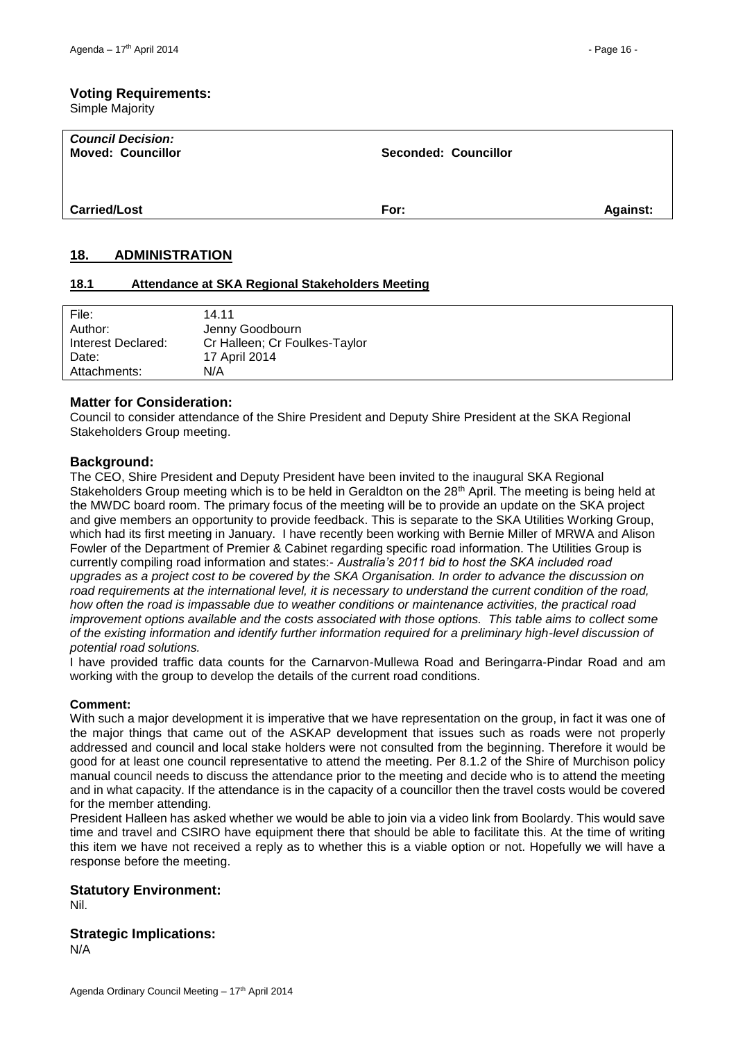**Voting Requirements:**
Simple Majority

| *Council Decision:* **Moved: Councillor** | **Seconded: Councillor** | |
|---|---|---|
| **Carried/Lost** | **For:** | **Against:** |

## 18. ADMINISTRATION

### 18.1 Attendance at SKA Regional Stakeholders Meeting

| | |
|---|---|
| File: | 14.11 |
| Author: | Jenny Goodbourn |
| Interest Declared: | Cr Halleen; Cr Foulkes-Taylor |
| Date: | 17 April 2014 |
| Attachments: | N/A |

**Matter for Consideration:**
Council to consider attendance of the Shire President and Deputy Shire President at the SKA Regional Stakeholders Group meeting.

**Background:**
The CEO, Shire President and Deputy President have been invited to the inaugural SKA Regional Stakeholders Group meeting which is to be held in Geraldton on the 28th April. The meeting is being held at the MWDC board room. The primary focus of the meeting will be to provide an update on the SKA project and give members an opportunity to provide feedback. This is separate to the SKA Utilities Working Group, which had its first meeting in January. I have recently been working with Bernie Miller of MRWA and Alison Fowler of the Department of Premier & Cabinet regarding specific road information. The Utilities Group is currently compiling road information and states:- *Australia's 2011 bid to host the SKA included road upgrades as a project cost to be covered by the SKA Organisation. In order to advance the discussion on road requirements at the international level, it is necessary to understand the current condition of the road, how often the road is impassable due to weather conditions or maintenance activities, the practical road improvement options available and the costs associated with those options. This table aims to collect some of the existing information and identify further information required for a preliminary high-level discussion of potential road solutions.*
I have provided traffic data counts for the Carnarvon-Mullewa Road and Beringarra-Pindar Road and am working with the group to develop the details of the current road conditions.

**Comment:**
With such a major development it is imperative that we have representation on the group, in fact it was one of the major things that came out of the ASKAP development that issues such as roads were not properly addressed and council and local stake holders were not consulted from the beginning. Therefore it would be good for at least one council representative to attend the meeting. Per 8.1.2 of the Shire of Murchison policy manual council needs to discuss the attendance prior to the meeting and decide who is to attend the meeting and in what capacity. If the attendance is in the capacity of a councillor then the travel costs would be covered for the member attending.
President Halleen has asked whether we would be able to join via a video link from Boolardy. This would save time and travel and CSIRO have equipment there that should be able to facilitate this. At the time of writing this item we have not received a reply as to whether this is a viable option or not. Hopefully we will have a response before the meeting.

**Statutory Environment:**
Nil.

**Strategic Implications:**
N/A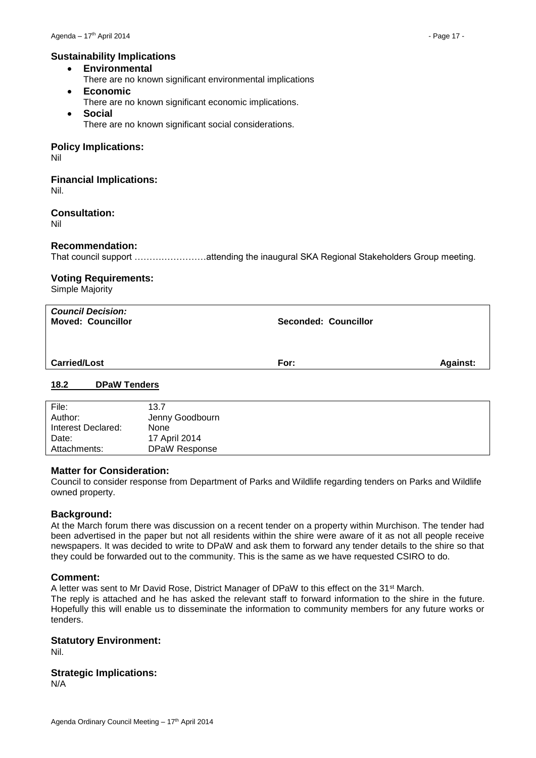### Sustainability Implications

- **Environmental**
  There are no known significant environmental implications
- **Economic**
  There are no known significant economic implications.
- **Social**
  There are no known significant social considerations.

### Policy Implications:

Nil

### Financial Implications:

Nil.

### Consultation:

Nil

### Recommendation:

That council support ……………………attending the inaugural SKA Regional Stakeholders Group meeting.

### Voting Requirements:

Simple Majority

| ***Council Decision:*** **Moved: Councillor** | **Seconded: Councillor** | |
|---|---|---|
| **Carried/Lost** | **For:** | **Against:** |

## 18.2 DPaW Tenders

| | |
|---|---|
| File: | 13.7 |
| Author: | Jenny Goodbourn |
| Interest Declared: | None |
| Date: | 17 April 2014 |
| Attachments: | DPaW Response |

### Matter for Consideration:

Council to consider response from Department of Parks and Wildlife regarding tenders on Parks and Wildlife owned property.

### Background:

At the March forum there was discussion on a recent tender on a property within Murchison. The tender had been advertised in the paper but not all residents within the shire were aware of it as not all people receive newspapers. It was decided to write to DPaW and ask them to forward any tender details to the shire so that they could be forwarded out to the community. This is the same as we have requested CSIRO to do.

### Comment:

A letter was sent to Mr David Rose, District Manager of DPaW to this effect on the 31st March.

The reply is attached and he has asked the relevant staff to forward information to the shire in the future. Hopefully this will enable us to disseminate the information to community members for any future works or tenders.

### Statutory Environment:

Nil.

### Strategic Implications:

N/A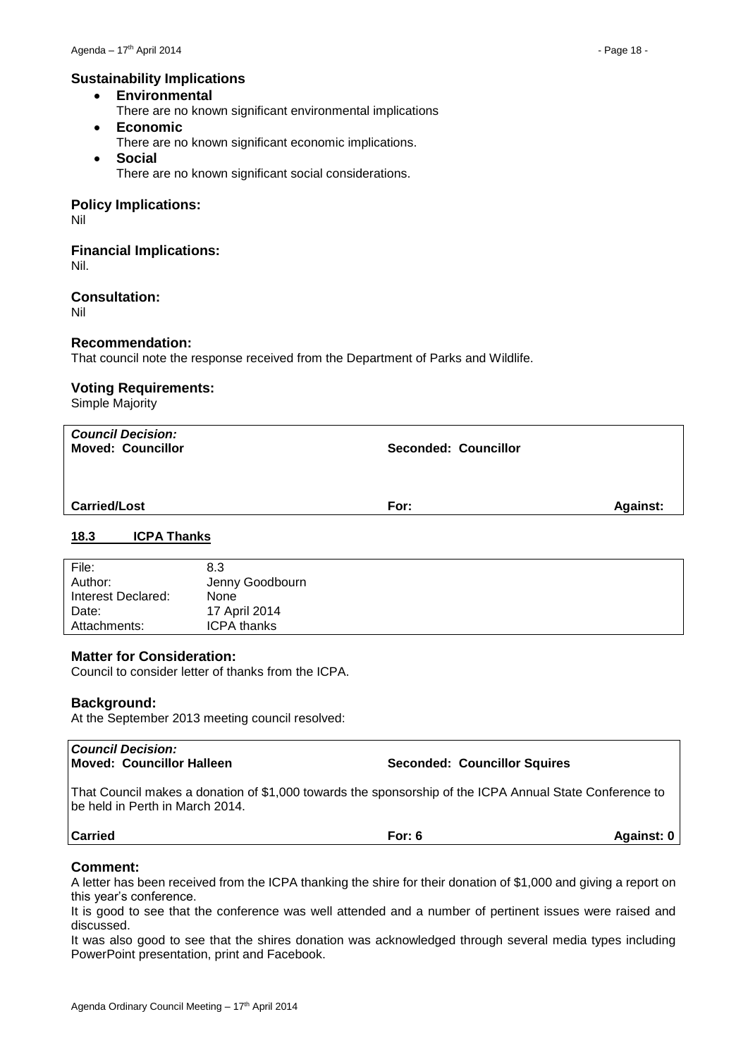### Sustainability Implications

- **Environmental**
  There are no known significant environmental implications
- **Economic**
  There are no known significant economic implications.
- **Social**
  There are no known significant social considerations.

### Policy Implications:

Nil

### Financial Implications:

Nil.

### Consultation:

Nil

### Recommendation:

That council note the response received from the Department of Parks and Wildlife.

### Voting Requirements:

Simple Majority

| ***Council Decision:*** **Moved: Councillor** | **Seconded: Councillor** | |
|---|---|---|
| | | |
| **Carried/Lost** | **For:** | **Against:** |

## 18.3 ICPA Thanks

| | |
|---|---|
| File: | 8.3 |
| Author: | Jenny Goodbourn |
| Interest Declared: | None |
| Date: | 17 April 2014 |
| Attachments: | ICPA thanks |

### Matter for Consideration:

Council to consider letter of thanks from the ICPA.

### Background:

At the September 2013 meeting council resolved:

| ***Council Decision:*** **Moved: Councillor Halleen** | **Seconded: Councillor Squires** | |
|---|---|---|
| That Council makes a donation of $1,000 towards the sponsorship of the ICPA Annual State Conference to be held in Perth in March 2014. | | |
| **Carried** | **For: 6** | **Against: 0** |

### Comment:

A letter has been received from the ICPA thanking the shire for their donation of $1,000 and giving a report on this year's conference.

It is good to see that the conference was well attended and a number of pertinent issues were raised and discussed.

It was also good to see that the shires donation was acknowledged through several media types including PowerPoint presentation, print and Facebook.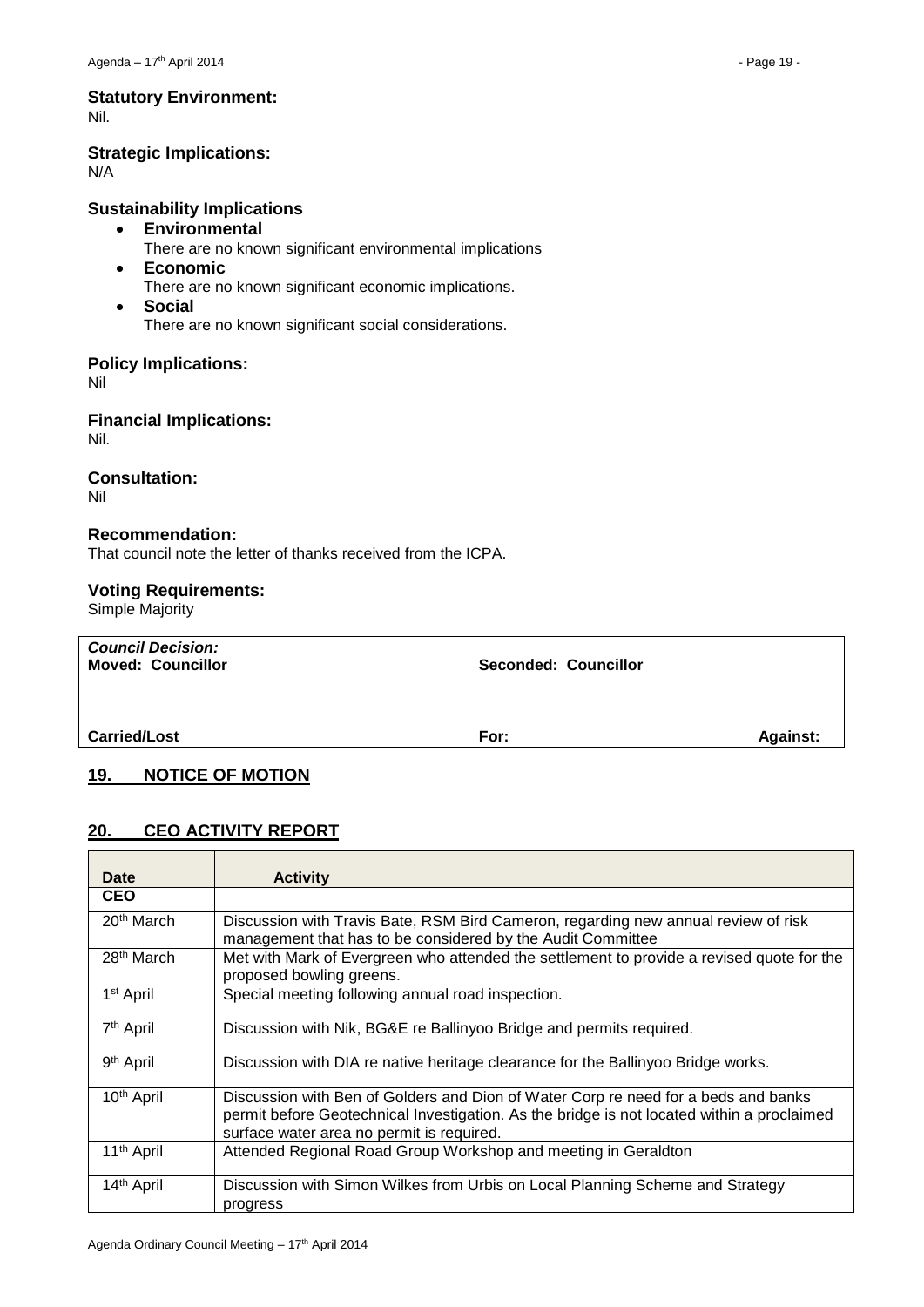### Statutory Environment:
Nil.

### Strategic Implications:
N/A

### Sustainability Implications

- **Environmental**
  There are no known significant environmental implications
- **Economic**
  There are no known significant economic implications.
- **Social**
  There are no known significant social considerations.

### Policy Implications:
Nil

### Financial Implications:
Nil.

### Consultation:
Nil

### Recommendation:
That council note the letter of thanks received from the ICPA.

### Voting Requirements:
Simple Majority

| ***Council Decision:*** **Moved: Councillor** | **Seconded: Councillor** | |
|---|---|---|
| **Carried/Lost** | **For:** | **Against:** |

## 19. NOTICE OF MOTION

## 20. CEO ACTIVITY REPORT

| Date | Activity |
|---|---|
| **CEO** | |
| 20th March | Discussion with Travis Bate, RSM Bird Cameron, regarding new annual review of risk management that has to be considered by the Audit Committee |
| 28th March | Met with Mark of Evergreen who attended the settlement to provide a revised quote for the proposed bowling greens. |
| 1st April | Special meeting following annual road inspection. |
| 7th April | Discussion with Nik, BG&E re Ballinyoo Bridge and permits required. |
| 9th April | Discussion with DIA re native heritage clearance for the Ballinyoo Bridge works. |
| 10th April | Discussion with Ben of Golders and Dion of Water Corp re need for a beds and banks permit before Geotechnical Investigation. As the bridge is not located within a proclaimed surface water area no permit is required. |
| 11th April | Attended Regional Road Group Workshop and meeting in Geraldton |
| 14th April | Discussion with Simon Wilkes from Urbis on Local Planning Scheme and Strategy progress |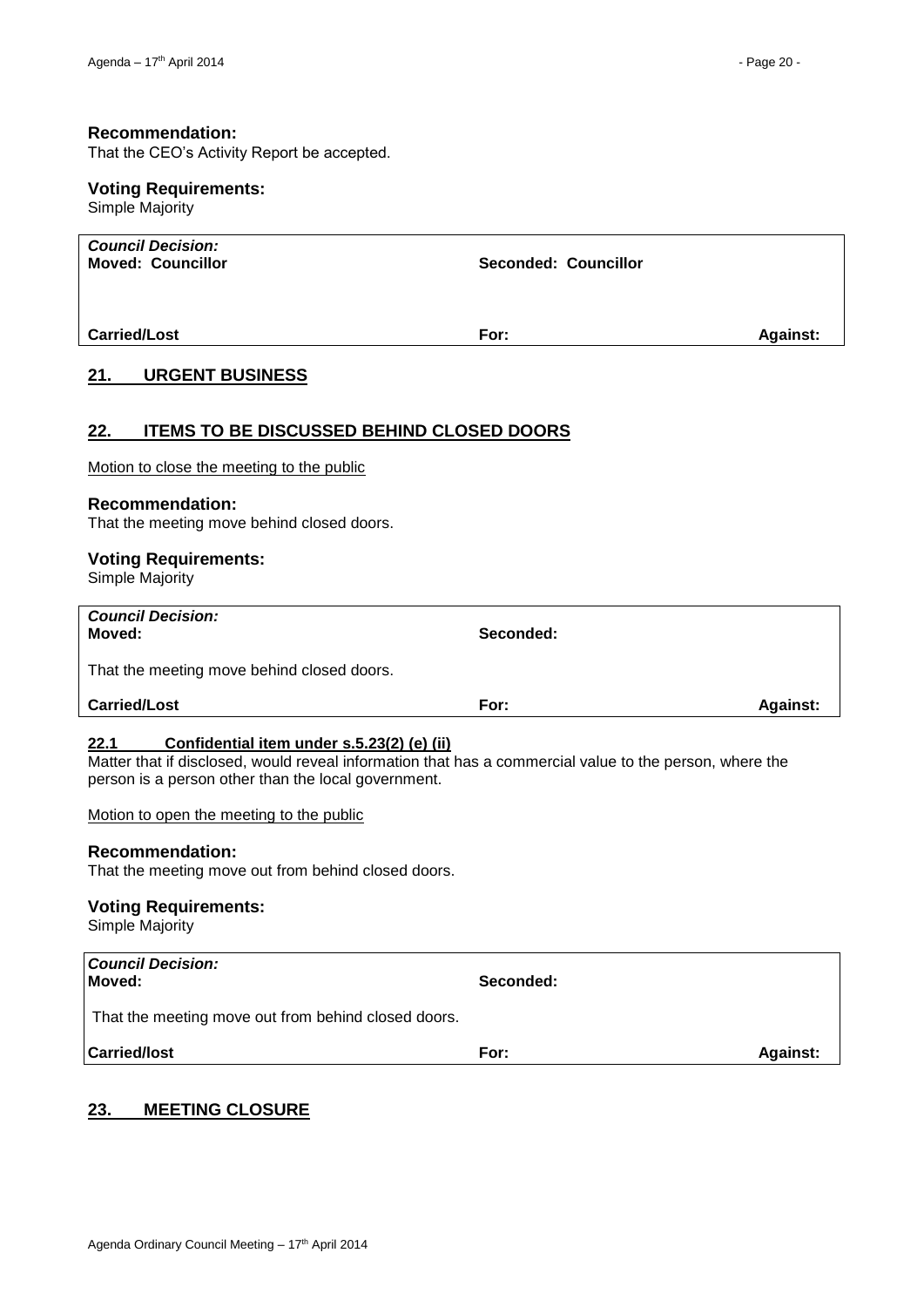**Recommendation:**
That the CEO's Activity Report be accepted.

**Voting Requirements:**
Simple Majority

| | | |
|---|---|---|
| ***Council Decision:*** **Moved: Councillor** | **Seconded: Councillor** | |
| **Carried/Lost** | **For:** | **Against:** |

## 21. URGENT BUSINESS

## 22. ITEMS TO BE DISCUSSED BEHIND CLOSED DOORS

Motion to close the meeting to the public

**Recommendation:**
That the meeting move behind closed doors.

**Voting Requirements:**
Simple Majority

| | | |
|---|---|---|
| ***Council Decision:*** **Moved:** | **Seconded:** | |
| That the meeting move behind closed doors. | | |
| **Carried/Lost** | **For:** | **Against:** |

### 22.1 Confidential item under s.5.23(2) (e) (ii)

Matter that if disclosed, would reveal information that has a commercial value to the person, where the person is a person other than the local government.

Motion to open the meeting to the public

**Recommendation:**
That the meeting move out from behind closed doors.

**Voting Requirements:**
Simple Majority

| | | |
|---|---|---|
| ***Council Decision:*** **Moved:** | **Seconded:** | |
| That the meeting move out from behind closed doors. | | |
| **Carried/lost** | **For:** | **Against:** |

## 23. MEETING CLOSURE